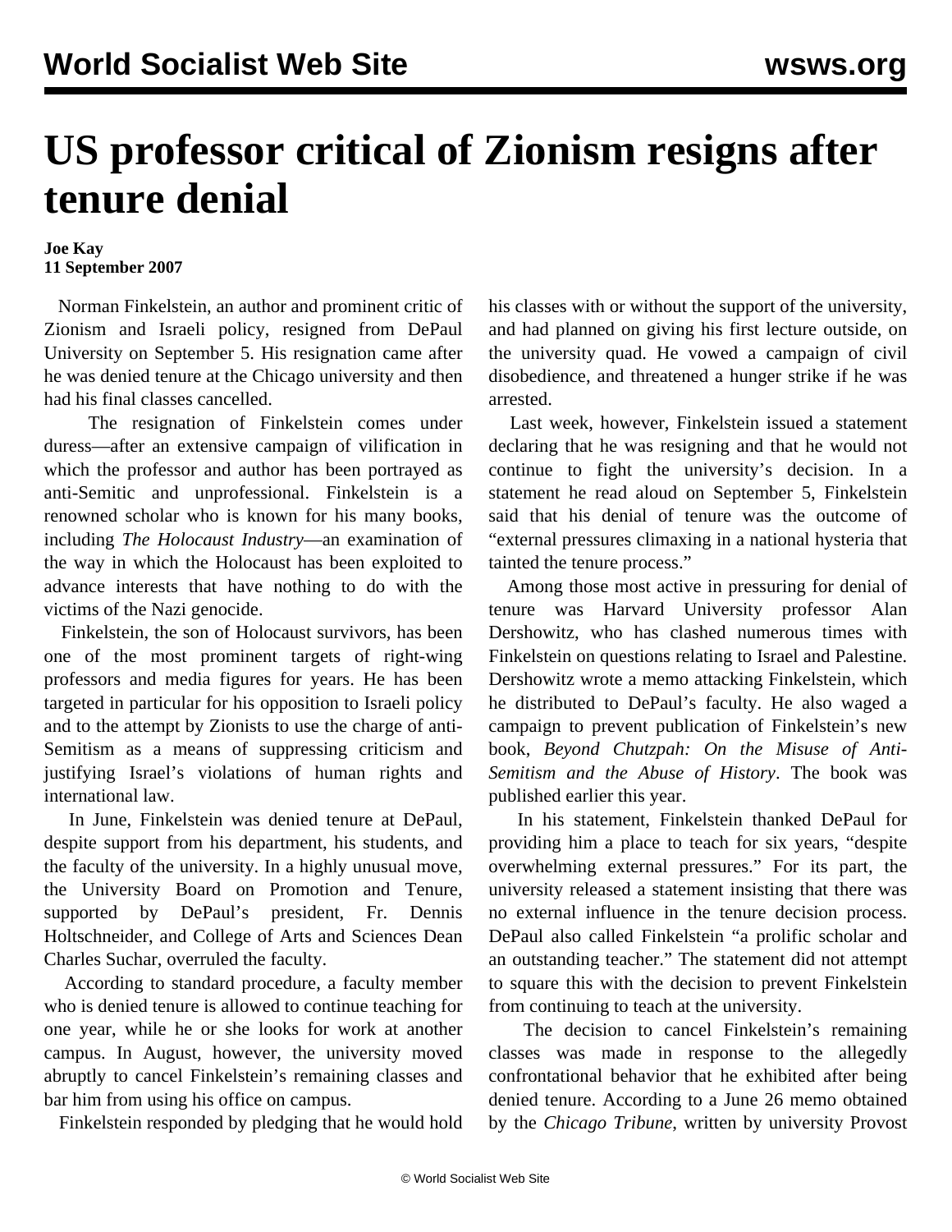# US professor critical of Zionism resigns after tenure denial

**Joe Kay**
**11 September 2007**

Norman Finkelstein, an author and prominent critic of Zionism and Israeli policy, resigned from DePaul University on September 5. His resignation came after he was denied tenure at the Chicago university and then had his final classes cancelled.

The resignation of Finkelstein comes under duress—after an extensive campaign of vilification in which the professor and author has been portrayed as anti-Semitic and unprofessional. Finkelstein is a renowned scholar who is known for his many books, including *The Holocaust Industry*—an examination of the way in which the Holocaust has been exploited to advance interests that have nothing to do with the victims of the Nazi genocide.

Finkelstein, the son of Holocaust survivors, has been one of the most prominent targets of right-wing professors and media figures for years. He has been targeted in particular for his opposition to Israeli policy and to the attempt by Zionists to use the charge of anti-Semitism as a means of suppressing criticism and justifying Israel's violations of human rights and international law.

In June, Finkelstein was denied tenure at DePaul, despite support from his department, his students, and the faculty of the university. In a highly unusual move, the University Board on Promotion and Tenure, supported by DePaul's president, Fr. Dennis Holtschneider, and College of Arts and Sciences Dean Charles Suchar, overruled the faculty.

According to standard procedure, a faculty member who is denied tenure is allowed to continue teaching for one year, while he or she looks for work at another campus. In August, however, the university moved abruptly to cancel Finkelstein's remaining classes and bar him from using his office on campus.

Finkelstein responded by pledging that he would hold his classes with or without the support of the university, and had planned on giving his first lecture outside, on the university quad. He vowed a campaign of civil disobedience, and threatened a hunger strike if he was arrested.

Last week, however, Finkelstein issued a statement declaring that he was resigning and that he would not continue to fight the university's decision. In a statement he read aloud on September 5, Finkelstein said that his denial of tenure was the outcome of "external pressures climaxing in a national hysteria that tainted the tenure process."

Among those most active in pressuring for denial of tenure was Harvard University professor Alan Dershowitz, who has clashed numerous times with Finkelstein on questions relating to Israel and Palestine. Dershowitz wrote a memo attacking Finkelstein, which he distributed to DePaul's faculty. He also waged a campaign to prevent publication of Finkelstein's new book, *Beyond Chutzpah: On the Misuse of Anti-Semitism and the Abuse of History*. The book was published earlier this year.

In his statement, Finkelstein thanked DePaul for providing him a place to teach for six years, "despite overwhelming external pressures." For its part, the university released a statement insisting that there was no external influence in the tenure decision process. DePaul also called Finkelstein "a prolific scholar and an outstanding teacher." The statement did not attempt to square this with the decision to prevent Finkelstein from continuing to teach at the university.

The decision to cancel Finkelstein's remaining classes was made in response to the allegedly confrontational behavior that he exhibited after being denied tenure. According to a June 26 memo obtained by the *Chicago Tribune*, written by university Provost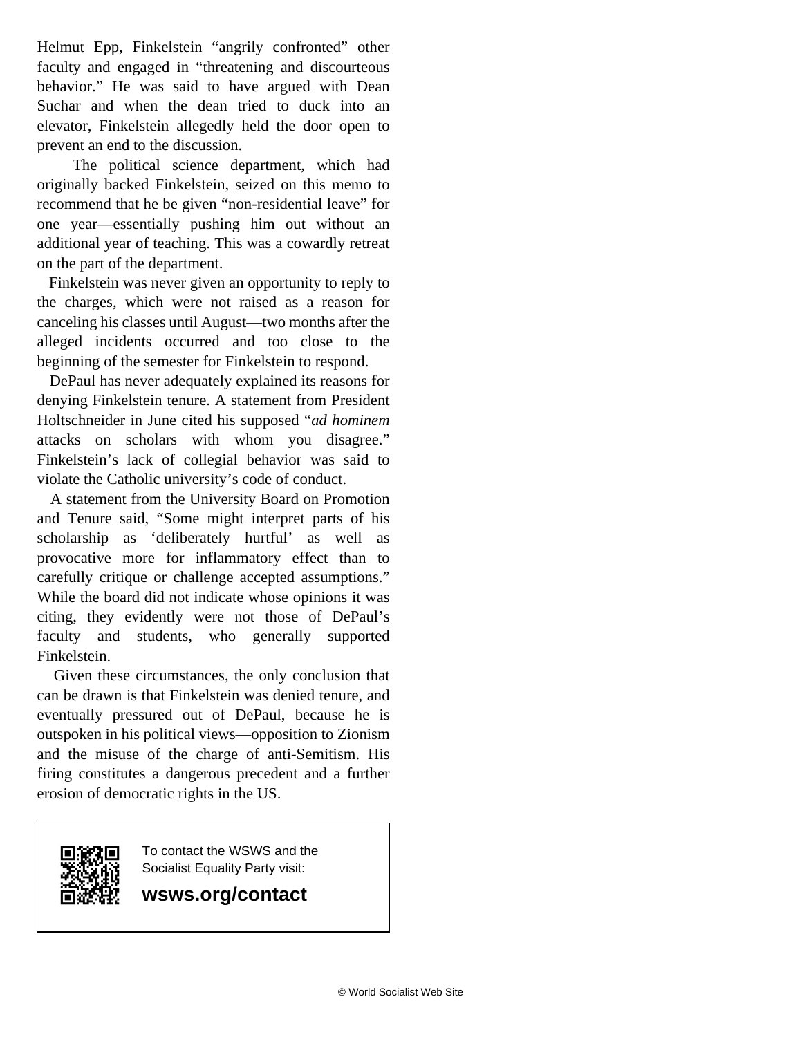Helmut Epp, Finkelstein "angrily confronted" other faculty and engaged in "threatening and discourteous behavior." He was said to have argued with Dean Suchar and when the dean tried to duck into an elevator, Finkelstein allegedly held the door open to prevent an end to the discussion.

The political science department, which had originally backed Finkelstein, seized on this memo to recommend that he be given "non-residential leave" for one year—essentially pushing him out without an additional year of teaching. This was a cowardly retreat on the part of the department.

Finkelstein was never given an opportunity to reply to the charges, which were not raised as a reason for canceling his classes until August—two months after the alleged incidents occurred and too close to the beginning of the semester for Finkelstein to respond.

DePaul has never adequately explained its reasons for denying Finkelstein tenure. A statement from President Holtschneider in June cited his supposed "*ad hominem* attacks on scholars with whom you disagree." Finkelstein's lack of collegial behavior was said to violate the Catholic university's code of conduct.

A statement from the University Board on Promotion and Tenure said, "Some might interpret parts of his scholarship as 'deliberately hurtful' as well as provocative more for inflammatory effect than to carefully critique or challenge accepted assumptions." While the board did not indicate whose opinions it was citing, they evidently were not those of DePaul's faculty and students, who generally supported Finkelstein.

Given these circumstances, the only conclusion that can be drawn is that Finkelstein was denied tenure, and eventually pressured out of DePaul, because he is outspoken in his political views—opposition to Zionism and the misuse of the charge of anti-Semitism. His firing constitutes a dangerous precedent and a further erosion of democratic rights in the US.

To contact the WSWS and the Socialist Equality Party visit:

**wsws.org/contact**